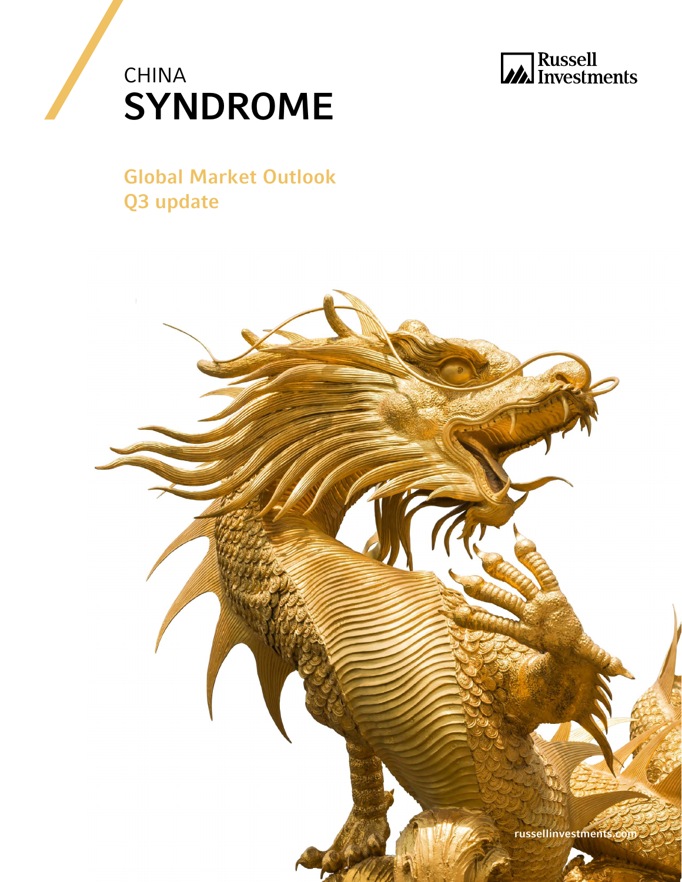# CHINA SYNDROME

Russell Investments

## Global Market Outlook
## Q3 update

russellinvestments.com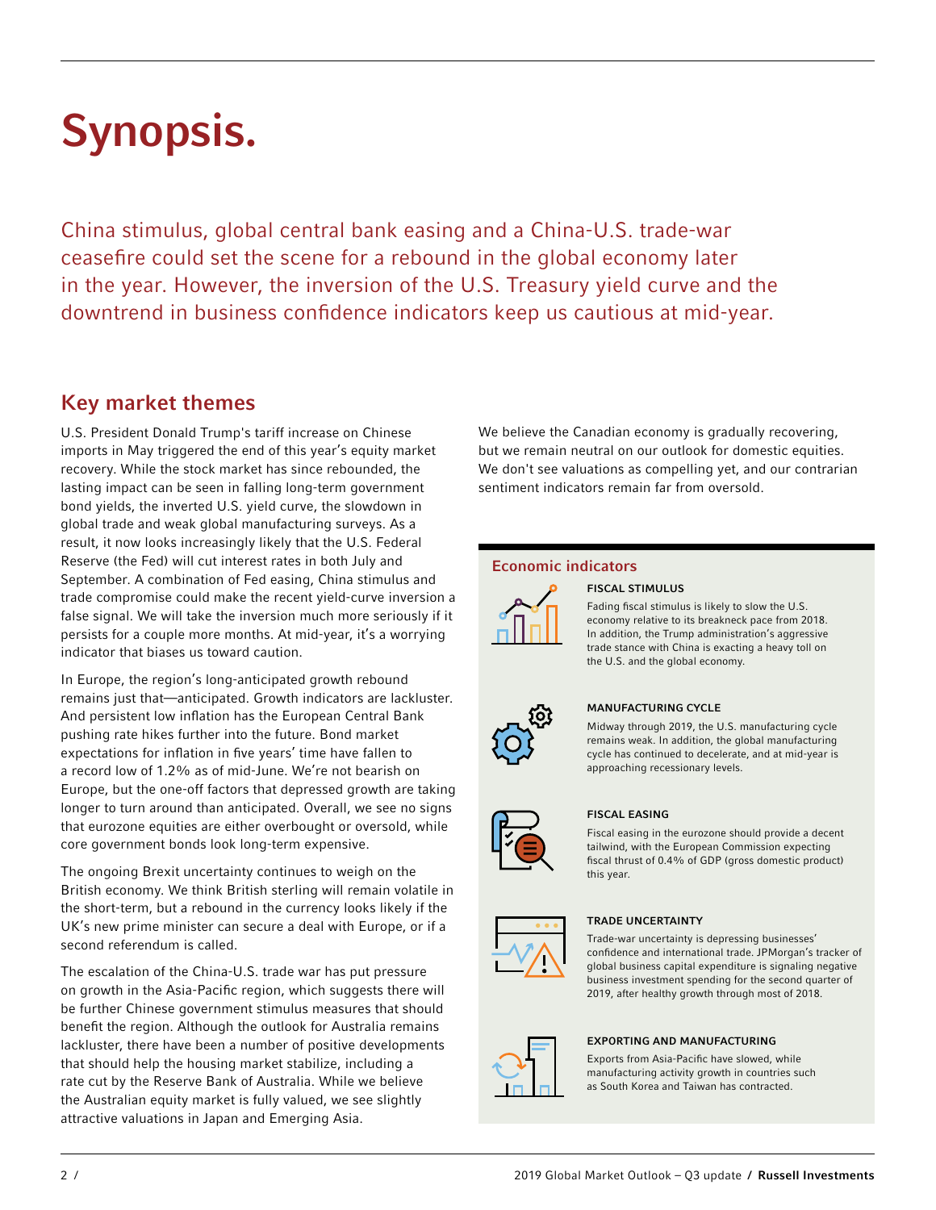# Synopsis.

China stimulus, global central bank easing and a China-U.S. trade-war ceasefire could set the scene for a rebound in the global economy later in the year. However, the inversion of the U.S. Treasury yield curve and the downtrend in business confidence indicators keep us cautious at mid-year.

## Key market themes

U.S. President Donald Trump's tariff increase on Chinese imports in May triggered the end of this year's equity market recovery. While the stock market has since rebounded, the lasting impact can be seen in falling long-term government bond yields, the inverted U.S. yield curve, the slowdown in global trade and weak global manufacturing surveys. As a result, it now looks increasingly likely that the U.S. Federal Reserve (the Fed) will cut interest rates in both July and September. A combination of Fed easing, China stimulus and trade compromise could make the recent yield-curve inversion a false signal. We will take the inversion much more seriously if it persists for a couple more months. At mid-year, it's a worrying indicator that biases us toward caution.

In Europe, the region's long-anticipated growth rebound remains just that—anticipated. Growth indicators are lackluster. And persistent low inflation has the European Central Bank pushing rate hikes further into the future. Bond market expectations for inflation in five years' time have fallen to a record low of 1.2% as of mid-June. We're not bearish on Europe, but the one-off factors that depressed growth are taking longer to turn around than anticipated. Overall, we see no signs that eurozone equities are either overbought or oversold, while core government bonds look long-term expensive.

The ongoing Brexit uncertainty continues to weigh on the British economy. We think British sterling will remain volatile in the short-term, but a rebound in the currency looks likely if the UK's new prime minister can secure a deal with Europe, or if a second referendum is called.

The escalation of the China-U.S. trade war has put pressure on growth in the Asia-Pacific region, which suggests there will be further Chinese government stimulus measures that should benefit the region. Although the outlook for Australia remains lackluster, there have been a number of positive developments that should help the housing market stabilize, including a rate cut by the Reserve Bank of Australia. While we believe the Australian equity market is fully valued, we see slightly attractive valuations in Japan and Emerging Asia.

We believe the Canadian economy is gradually recovering, but we remain neutral on our outlook for domestic equities. We don't see valuations as compelling yet, and our contrarian sentiment indicators remain far from oversold.

### Economic indicators

**FISCAL STIMULUS**

Fading fiscal stimulus is likely to slow the U.S. economy relative to its breakneck pace from 2018. In addition, the Trump administration's aggressive trade stance with China is exacting a heavy toll on the U.S. and the global economy.

**MANUFACTURING CYCLE**

Midway through 2019, the U.S. manufacturing cycle remains weak. In addition, the global manufacturing cycle has continued to decelerate, and at mid-year is approaching recessionary levels.

**FISCAL EASING**

Fiscal easing in the eurozone should provide a decent tailwind, with the European Commission expecting fiscal thrust of 0.4% of GDP (gross domestic product) this year.

**TRADE UNCERTAINTY**

Trade-war uncertainty is depressing businesses' confidence and international trade. JPMorgan's tracker of global business capital expenditure is signaling negative business investment spending for the second quarter of 2019, after healthy growth through most of 2018.

**EXPORTING AND MANUFACTURING**

Exports from Asia-Pacific have slowed, while manufacturing activity growth in countries such as South Korea and Taiwan has contracted.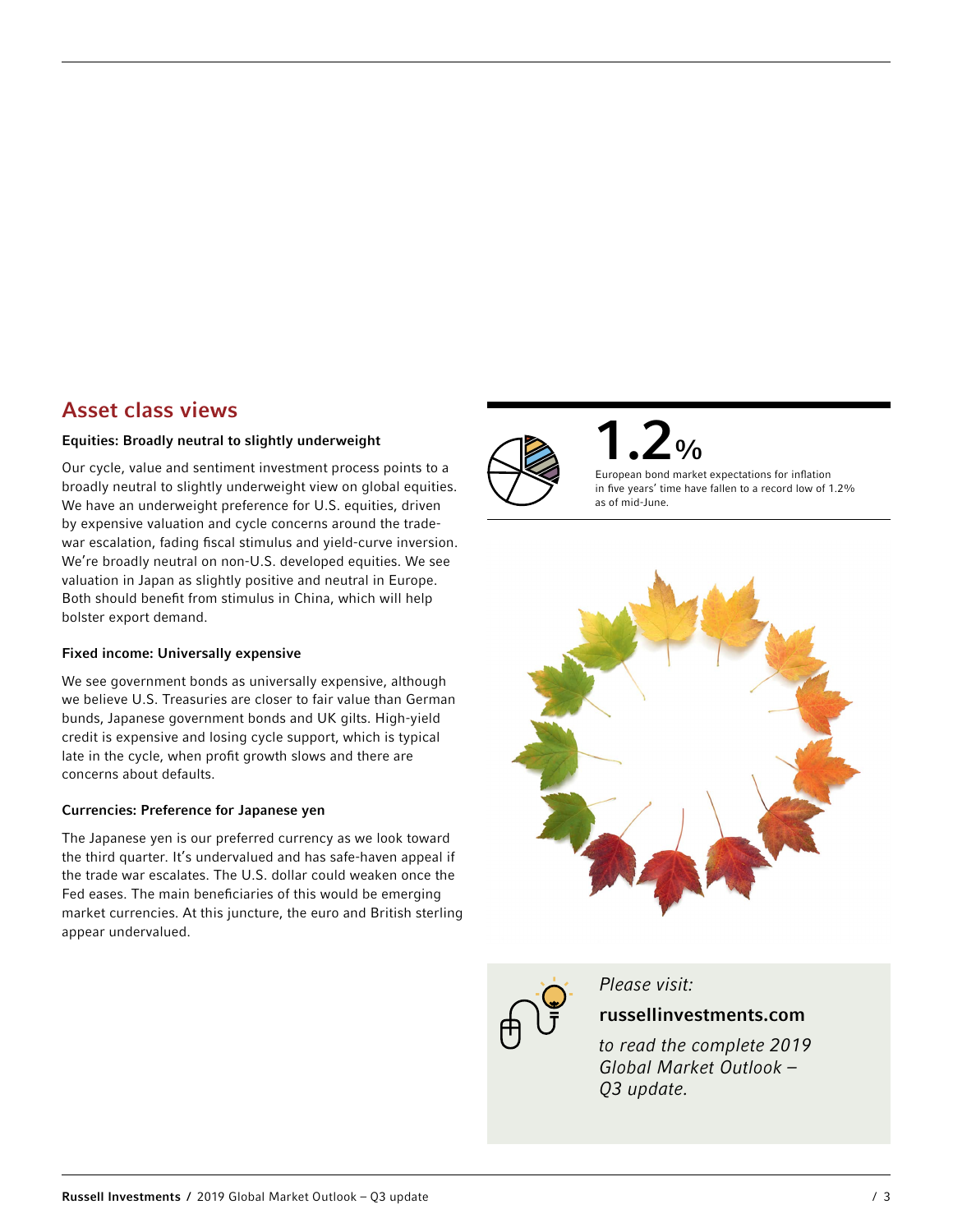## Asset class views

**Equities: Broadly neutral to slightly underweight**

Our cycle, value and sentiment investment process points to a broadly neutral to slightly underweight view on global equities. We have an underweight preference for U.S. equities, driven by expensive valuation and cycle concerns around the trade-war escalation, fading fiscal stimulus and yield-curve inversion. We're broadly neutral on non-U.S. developed equities. We see valuation in Japan as slightly positive and neutral in Europe. Both should benefit from stimulus in China, which will help bolster export demand.

**Fixed income: Universally expensive**

We see government bonds as universally expensive, although we believe U.S. Treasuries are closer to fair value than German bunds, Japanese government bonds and UK gilts. High-yield credit is expensive and losing cycle support, which is typical late in the cycle, when profit growth slows and there are concerns about defaults.

**Currencies: Preference for Japanese yen**

The Japanese yen is our preferred currency as we look toward the third quarter. It's undervalued and has safe-haven appeal if the trade war escalates. The U.S. dollar could weaken once the Fed eases. The main beneficiaries of this would be emerging market currencies. At this juncture, the euro and British sterling appear undervalued.

**1.2%**

European bond market expectations for inflation in five years' time have fallen to a record low of 1.2% as of mid-June.

*Please visit:*

**russellinvestments.com**

*to read the complete 2019 Global Market Outlook – Q3 update.*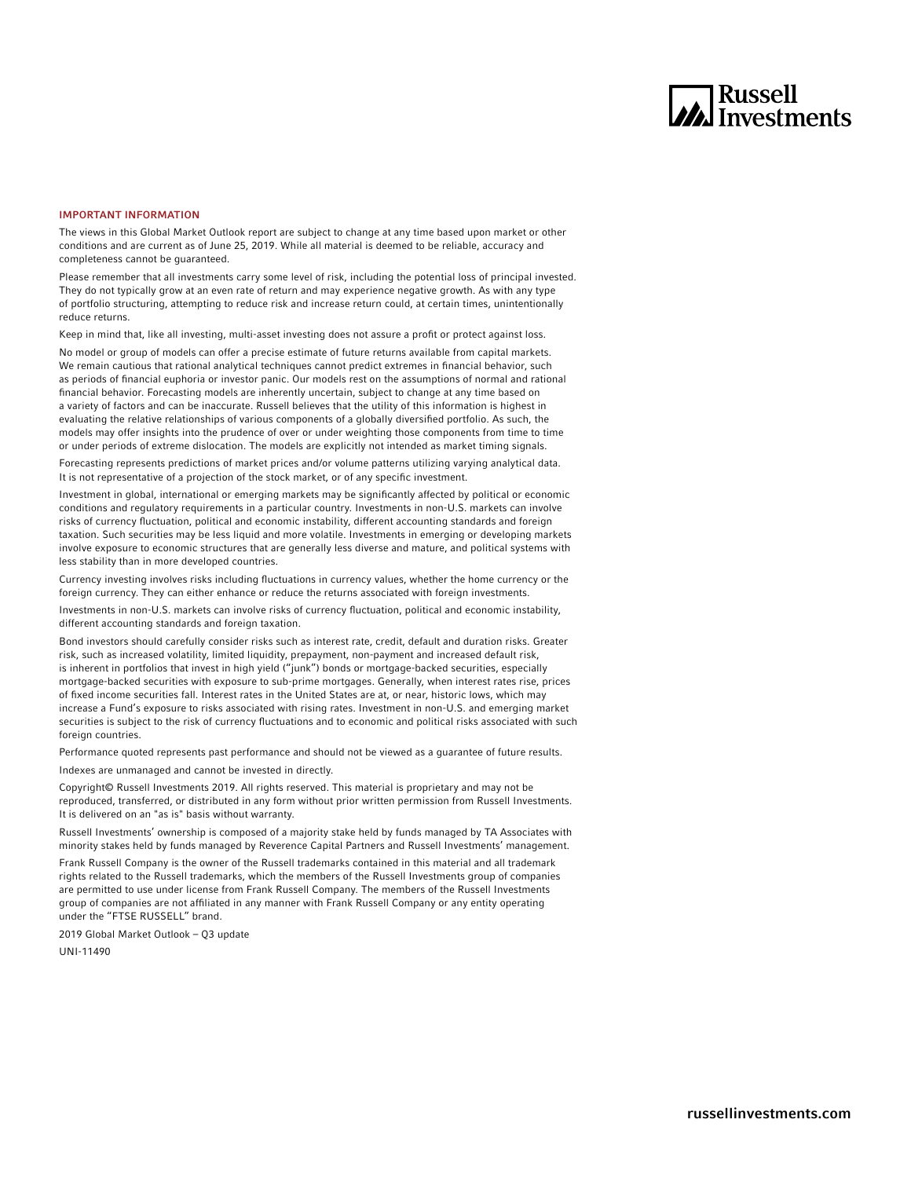Russell Investments

## IMPORTANT INFORMATION

The views in this Global Market Outlook report are subject to change at any time based upon market or other conditions and are current as of June 25, 2019. While all material is deemed to be reliable, accuracy and completeness cannot be guaranteed.

Please remember that all investments carry some level of risk, including the potential loss of principal invested. They do not typically grow at an even rate of return and may experience negative growth. As with any type of portfolio structuring, attempting to reduce risk and increase return could, at certain times, unintentionally reduce returns.

Keep in mind that, like all investing, multi-asset investing does not assure a profit or protect against loss.

No model or group of models can offer a precise estimate of future returns available from capital markets. We remain cautious that rational analytical techniques cannot predict extremes in financial behavior, such as periods of financial euphoria or investor panic. Our models rest on the assumptions of normal and rational financial behavior. Forecasting models are inherently uncertain, subject to change at any time based on a variety of factors and can be inaccurate. Russell believes that the utility of this information is highest in evaluating the relative relationships of various components of a globally diversified portfolio. As such, the models may offer insights into the prudence of over or under weighting those components from time to time or under periods of extreme dislocation. The models are explicitly not intended as market timing signals.

Forecasting represents predictions of market prices and/or volume patterns utilizing varying analytical data. It is not representative of a projection of the stock market, or of any specific investment.

Investment in global, international or emerging markets may be significantly affected by political or economic conditions and regulatory requirements in a particular country. Investments in non-U.S. markets can involve risks of currency fluctuation, political and economic instability, different accounting standards and foreign taxation. Such securities may be less liquid and more volatile. Investments in emerging or developing markets involve exposure to economic structures that are generally less diverse and mature, and political systems with less stability than in more developed countries.

Currency investing involves risks including fluctuations in currency values, whether the home currency or the foreign currency. They can either enhance or reduce the returns associated with foreign investments.

Investments in non-U.S. markets can involve risks of currency fluctuation, political and economic instability, different accounting standards and foreign taxation.

Bond investors should carefully consider risks such as interest rate, credit, default and duration risks. Greater risk, such as increased volatility, limited liquidity, prepayment, non-payment and increased default risk, is inherent in portfolios that invest in high yield ("junk") bonds or mortgage-backed securities, especially mortgage-backed securities with exposure to sub-prime mortgages. Generally, when interest rates rise, prices of fixed income securities fall. Interest rates in the United States are at, or near, historic lows, which may increase a Fund's exposure to risks associated with rising rates. Investment in non-U.S. and emerging market securities is subject to the risk of currency fluctuations and to economic and political risks associated with such foreign countries.

Performance quoted represents past performance and should not be viewed as a guarantee of future results.

Indexes are unmanaged and cannot be invested in directly.

Copyright© Russell Investments 2019. All rights reserved. This material is proprietary and may not be reproduced, transferred, or distributed in any form without prior written permission from Russell Investments. It is delivered on an "as is" basis without warranty.

Russell Investments' ownership is composed of a majority stake held by funds managed by TA Associates with minority stakes held by funds managed by Reverence Capital Partners and Russell Investments' management.

Frank Russell Company is the owner of the Russell trademarks contained in this material and all trademark rights related to the Russell trademarks, which the members of the Russell Investments group of companies are permitted to use under license from Frank Russell Company. The members of the Russell Investments group of companies are not affiliated in any manner with Frank Russell Company or any entity operating under the "FTSE RUSSELL" brand.

2019 Global Market Outlook – Q3 update

UNI-11490

russellinvestments.com